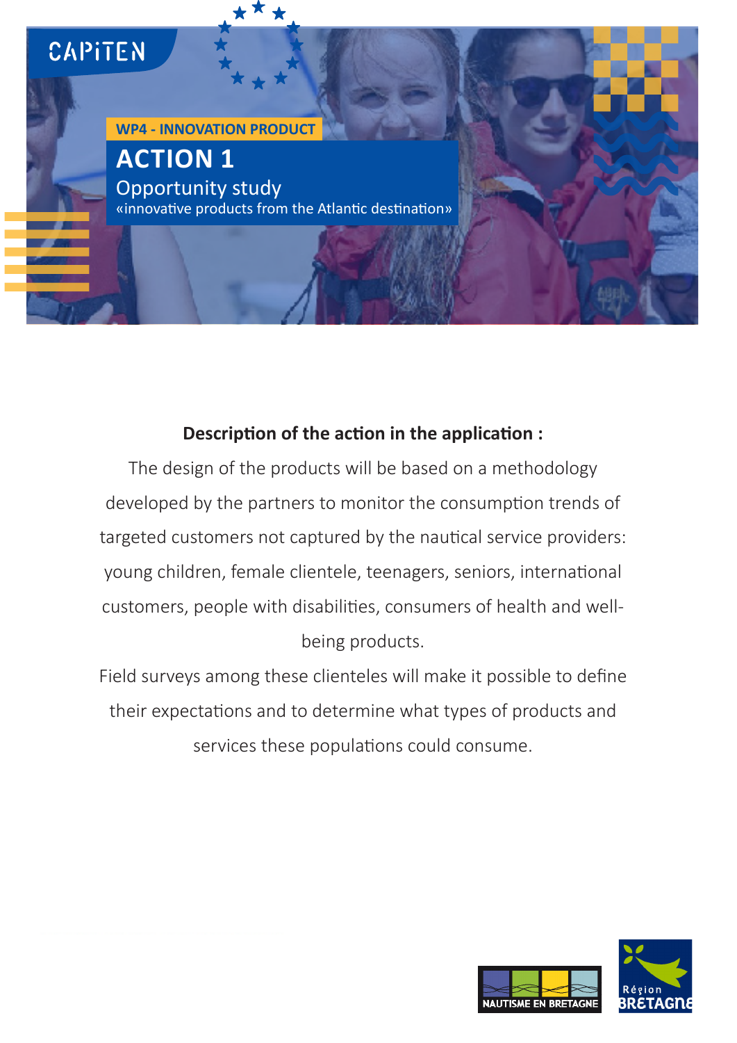CAPITEN

WP4 - INNOVATION PRODUCT

# ACTION 1

## Opportunity study

«innovative products from the Atlantic destination»

**Description of the action in the application :**

The design of the products will be based on a methodology developed by the partners to monitor the consumption trends of targeted customers not captured by the nautical service providers: young children, female clientele, teenagers, seniors, international customers, people with disabilities, consumers of health and well-being products.

Field surveys among these clienteles will make it possible to define their expectations and to determine what types of products and services these populations could consume.

NAUTISME EN BRETAGNE

Région BRETAGNE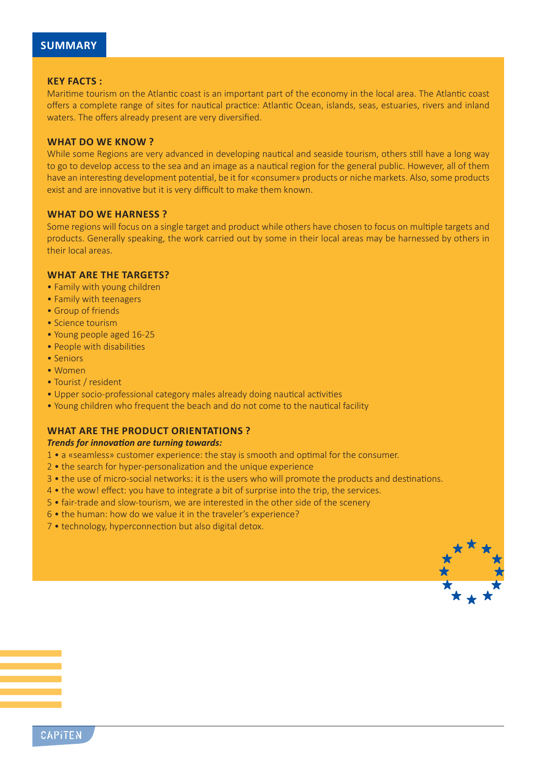## SUMMARY

### KEY FACTS :

Maritime tourism on the Atlantic coast is an important part of the economy in the local area. The Atlantic coast offers a complete range of sites for nautical practice: Atlantic Ocean, islands, seas, estuaries, rivers and inland waters. The offers already present are very diversified.

### WHAT DO WE KNOW ?

While some Regions are very advanced in developing nautical and seaside tourism, others still have a long way to go to develop access to the sea and an image as a nautical region for the general public. However, all of them have an interesting development potential, be it for «consumer» products or niche markets. Also, some products exist and are innovative but it is very difficult to make them known.

### WHAT DO WE HARNESS ?

Some regions will focus on a single target and product while others have chosen to focus on multiple targets and products. Generally speaking, the work carried out by some in their local areas may be harnessed by others in their local areas.

### WHAT ARE THE TARGETS?

- Family with young children
- Family with teenagers
- Group of friends
- Science tourism
- Young people aged 16-25
- People with disabilities
- Seniors
- Women
- Tourist / resident
- Upper socio-professional category males already doing nautical activities
- Young children who frequent the beach and do not come to the nautical facility

### WHAT ARE THE PRODUCT ORIENTATIONS ?

***Trends for innovation are turning towards:***

1 • a «seamless» customer experience: the stay is smooth and optimal for the consumer.
2 • the search for hyper-personalization and the unique experience
3 • the use of micro-social networks: it is the users who will promote the products and destinations.
4 • the wow! effect: you have to integrate a bit of surprise into the trip, the services.
5 • fair-trade and slow-tourism, we are interested in the other side of the scenery
6 • the human: how do we value it in the traveler's experience?
7 • technology, hyperconnection but also digital detox.